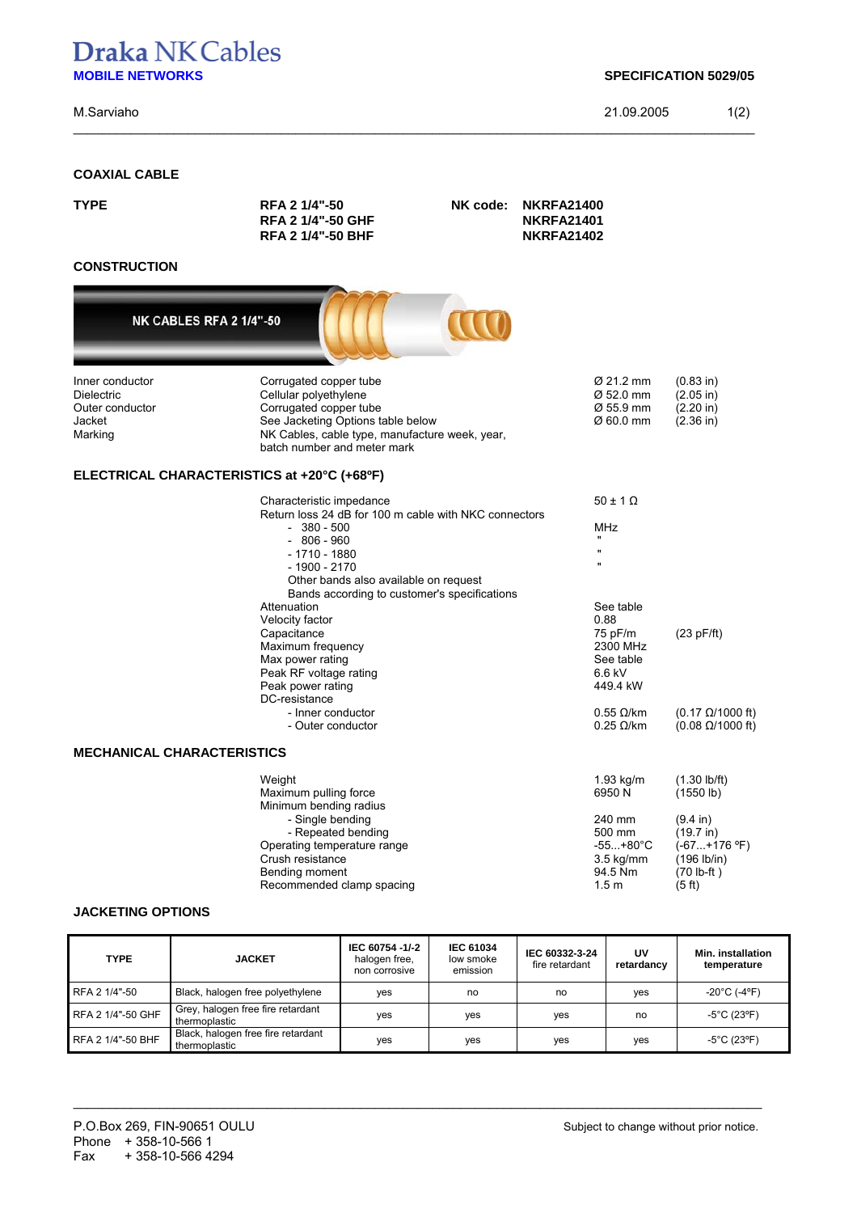# Draka NK Cables

**MOBILE NETWORKS**

**SPECIFICATION 5029/05**

M.Sarviaho — 21.09.2005

## COAXIAL CABLE

| **TYPE** | | | |
|---|---|---|---|
| | **RFA 2 1/4"-50** | **NK code:** | **NKRFA21400** |
| | **RFA 2 1/4"-50 GHF** | | **NKRFA21401** |
| | **RFA 2 1/4"-50 BHF** | | **NKRFA21402** |

## CONSTRUCTION

| | | | |
|---|---|---|---|
| Inner conductor | Corrugated copper tube | Ø 21.2 mm | (0.83 in) |
| Dielectric | Cellular polyethylene | Ø 52.0 mm | (2.05 in) |
| Outer conductor | Corrugated copper tube | Ø 55.9 mm | (2.20 in) |
| Jacket | See Jacketing Options table below | Ø 60.0 mm | (2.36 in) |
| Marking | NK Cables, cable type, manufacture week, year, batch number and meter mark | | |

## ELECTRICAL CHARACTERISTICS at +20°C (+68ºF)

| | | |
|---|---|---|
| Characteristic impedance | 50 ± 1 Ω | |
| Return loss 24 dB for 100 m cable with NKC connectors | | |
| - 380 - 500 | MHz | |
| - 806 - 960 | " | |
| - 1710 - 1880 | " | |
| - 1900 - 2170 | " | |
| Other bands also available on request | | |
| Bands according to customer's specifications | | |
| Attenuation | See table | |
| Velocity factor | 0.88 | |
| Capacitance | 75 pF/m | (23 pF/ft) |
| Maximum frequency | 2300 MHz | |
| Max power rating | See table | |
| Peak RF voltage rating | 6.6 kV | |
| Peak power rating | 449.4 kW | |
| DC-resistance | | |
| - Inner conductor | 0.55 Ω/km | (0.17 Ω/1000 ft) |
| - Outer conductor | 0.25 Ω/km | (0.08 Ω/1000 ft) |

## MECHANICAL CHARACTERISTICS

| | | |
|---|---|---|
| Weight | 1.93 kg/m | (1.30 lb/ft) |
| Maximum pulling force | 6950 N | (1550 lb) |
| Minimum bending radius | | |
| - Single bending | 240 mm | (9.4 in) |
| - Repeated bending | 500 mm | (19.7 in) |
| Operating temperature range | -55...+80°C | (-67...+176 ºF) |
| Crush resistance | 3.5 kg/mm | (196 lb/in) |
| Bending moment | 94.5 Nm | (70 lb-ft ) |
| Recommended clamp spacing | 1.5 m | (5 ft) |

## JACKETING OPTIONS

| TYPE | JACKET | IEC 60754 -1/-2 halogen free, non corrosive | IEC 61034 low smoke emission | IEC 60332-3-24 fire retardant | UV retardancy | Min. installation temperature |
|---|---|---|---|---|---|---|
| RFA 2 1/4"-50 | Black, halogen free polyethylene | yes | no | no | yes | -20°C (-4°F) |
| RFA 2 1/4"-50 GHF | Grey, halogen free fire retardant thermoplastic | yes | yes | yes | no | -5°C (23ºF) |
| RFA 2 1/4"-50 BHF | Black, halogen free fire retardant thermoplastic | yes | yes | yes | yes | -5°C (23ºF) |

P.O.Box 269, FIN-90651 OULU
Phone + 358-10-566 1
Fax + 358-10-566 4294

Subject to change without prior notice.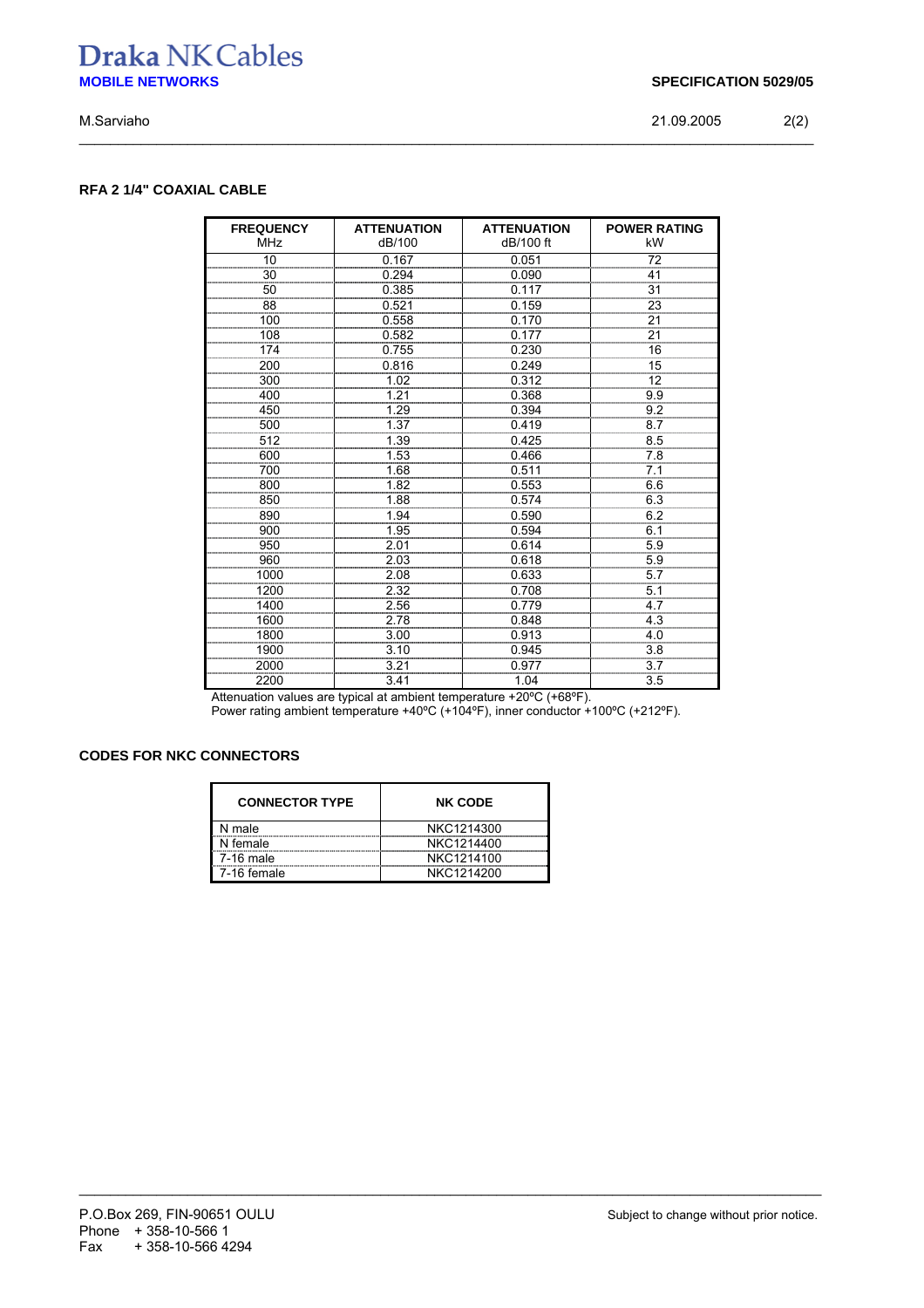### RFA 2 1/4" COAXIAL CABLE

| FREQUENCY MHz | ATTENUATION dB/100 | ATTENUATION dB/100 ft | POWER RATING kW |
|---|---|---|---|
| 10 | 0.167 | 0.051 | 72 |
| 30 | 0.294 | 0.090 | 41 |
| 50 | 0.385 | 0.117 | 31 |
| 88 | 0.521 | 0.159 | 23 |
| 100 | 0.558 | 0.170 | 21 |
| 108 | 0.582 | 0.177 | 21 |
| 174 | 0.755 | 0.230 | 16 |
| 200 | 0.816 | 0.249 | 15 |
| 300 | 1.02 | 0.312 | 12 |
| 400 | 1.21 | 0.368 | 9.9 |
| 450 | 1.29 | 0.394 | 9.2 |
| 500 | 1.37 | 0.419 | 8.7 |
| 512 | 1.39 | 0.425 | 8.5 |
| 600 | 1.53 | 0.466 | 7.8 |
| 700 | 1.68 | 0.511 | 7.1 |
| 800 | 1.82 | 0.553 | 6.6 |
| 850 | 1.88 | 0.574 | 6.3 |
| 890 | 1.94 | 0.590 | 6.2 |
| 900 | 1.95 | 0.594 | 6.1 |
| 950 | 2.01 | 0.614 | 5.9 |
| 960 | 2.03 | 0.618 | 5.9 |
| 1000 | 2.08 | 0.633 | 5.7 |
| 1200 | 2.32 | 0.708 | 5.1 |
| 1400 | 2.56 | 0.779 | 4.7 |
| 1600 | 2.78 | 0.848 | 4.3 |
| 1800 | 3.00 | 0.913 | 4.0 |
| 1900 | 3.10 | 0.945 | 3.8 |
| 2000 | 3.21 | 0.977 | 3.7 |
| 2200 | 3.41 | 1.04 | 3.5 |

Attenuation values are typical at ambient temperature +20ºC (+68ºF).
Power rating ambient temperature +40ºC (+104ºF), inner conductor +100ºC (+212ºF).

### CODES FOR NKC CONNECTORS

| CONNECTOR TYPE | NK CODE |
|---|---|
| N male | NKC1214300 |
| N female | NKC1214400 |
| 7-16 male | NKC1214100 |
| 7-16 female | NKC1214200 |

P.O.Box 269, FIN-90651 OULU
Phone + 358-10-566 1
Fax + 358-10-566 4294

Subject to change without prior notice.